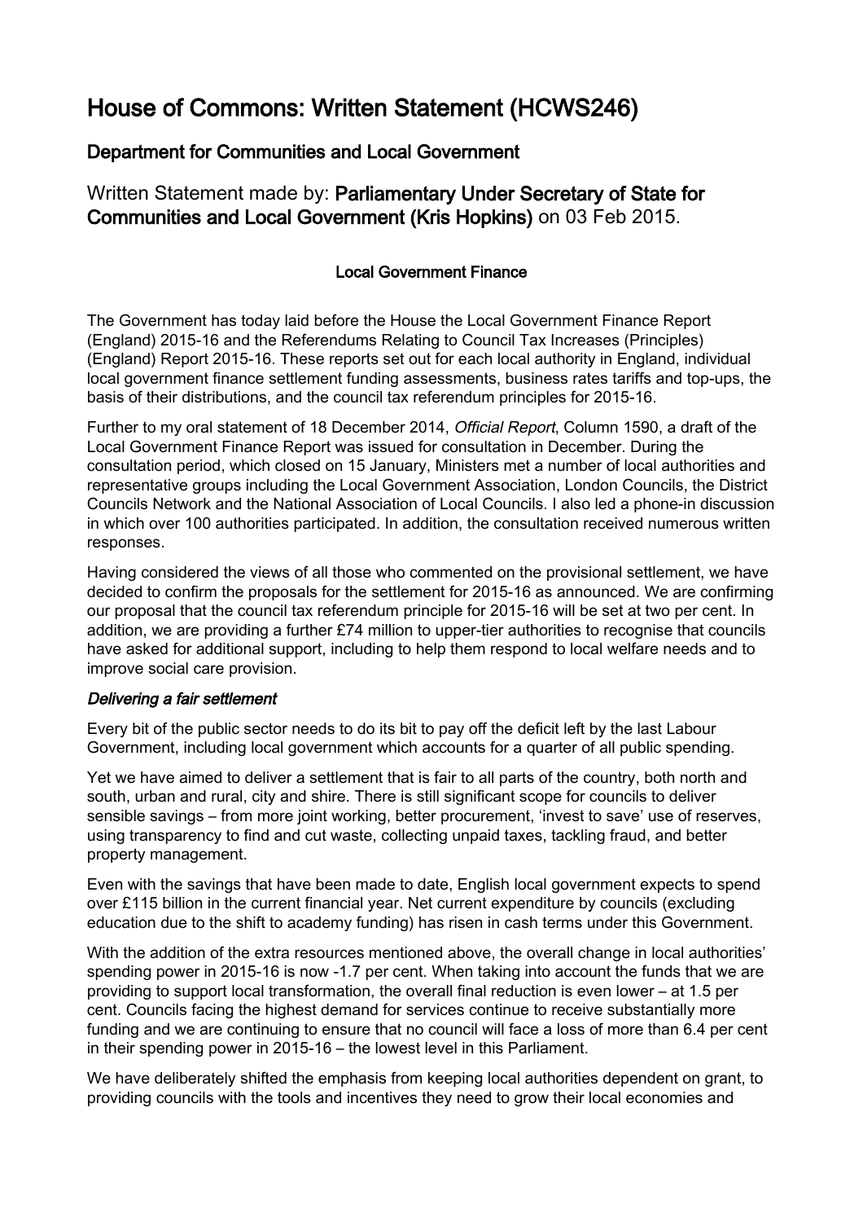# House of Commons: Written Statement (HCWS246)

## Department for Communities and Local Government

### Written Statement made by: **Parliamentary Under Secretary of State for Communities and Local Government (Kris Hopkins)** on 03 Feb 2015.

#### Local Government Finance

The Government has today laid before the House the Local Government Finance Report (England) 2015-16 and the Referendums Relating to Council Tax Increases (Principles) (England) Report 2015-16. These reports set out for each local authority in England, individual local government finance settlement funding assessments, business rates tariffs and top-ups, the basis of their distributions, and the council tax referendum principles for 2015-16.

Further to my oral statement of 18 December 2014, *Official Report*, Column 1590, a draft of the Local Government Finance Report was issued for consultation in December. During the consultation period, which closed on 15 January, Ministers met a number of local authorities and representative groups including the Local Government Association, London Councils, the District Councils Network and the National Association of Local Councils. I also led a phone-in discussion in which over 100 authorities participated. In addition, the consultation received numerous written responses.

Having considered the views of all those who commented on the provisional settlement, we have decided to confirm the proposals for the settlement for 2015-16 as announced. We are confirming our proposal that the council tax referendum principle for 2015-16 will be set at two per cent. In addition, we are providing a further £74 million to upper-tier authorities to recognise that councils have asked for additional support, including to help them respond to local welfare needs and to improve social care provision.

***Delivering a fair settlement***

Every bit of the public sector needs to do its bit to pay off the deficit left by the last Labour Government, including local government which accounts for a quarter of all public spending.

Yet we have aimed to deliver a settlement that is fair to all parts of the country, both north and south, urban and rural, city and shire. There is still significant scope for councils to deliver sensible savings – from more joint working, better procurement, 'invest to save' use of reserves, using transparency to find and cut waste, collecting unpaid taxes, tackling fraud, and better property management.

Even with the savings that have been made to date, English local government expects to spend over £115 billion in the current financial year. Net current expenditure by councils (excluding education due to the shift to academy funding) has risen in cash terms under this Government.

With the addition of the extra resources mentioned above, the overall change in local authorities' spending power in 2015-16 is now -1.7 per cent. When taking into account the funds that we are providing to support local transformation, the overall final reduction is even lower – at 1.5 per cent. Councils facing the highest demand for services continue to receive substantially more funding and we are continuing to ensure that no council will face a loss of more than 6.4 per cent in their spending power in 2015-16 – the lowest level in this Parliament.

We have deliberately shifted the emphasis from keeping local authorities dependent on grant, to providing councils with the tools and incentives they need to grow their local economies and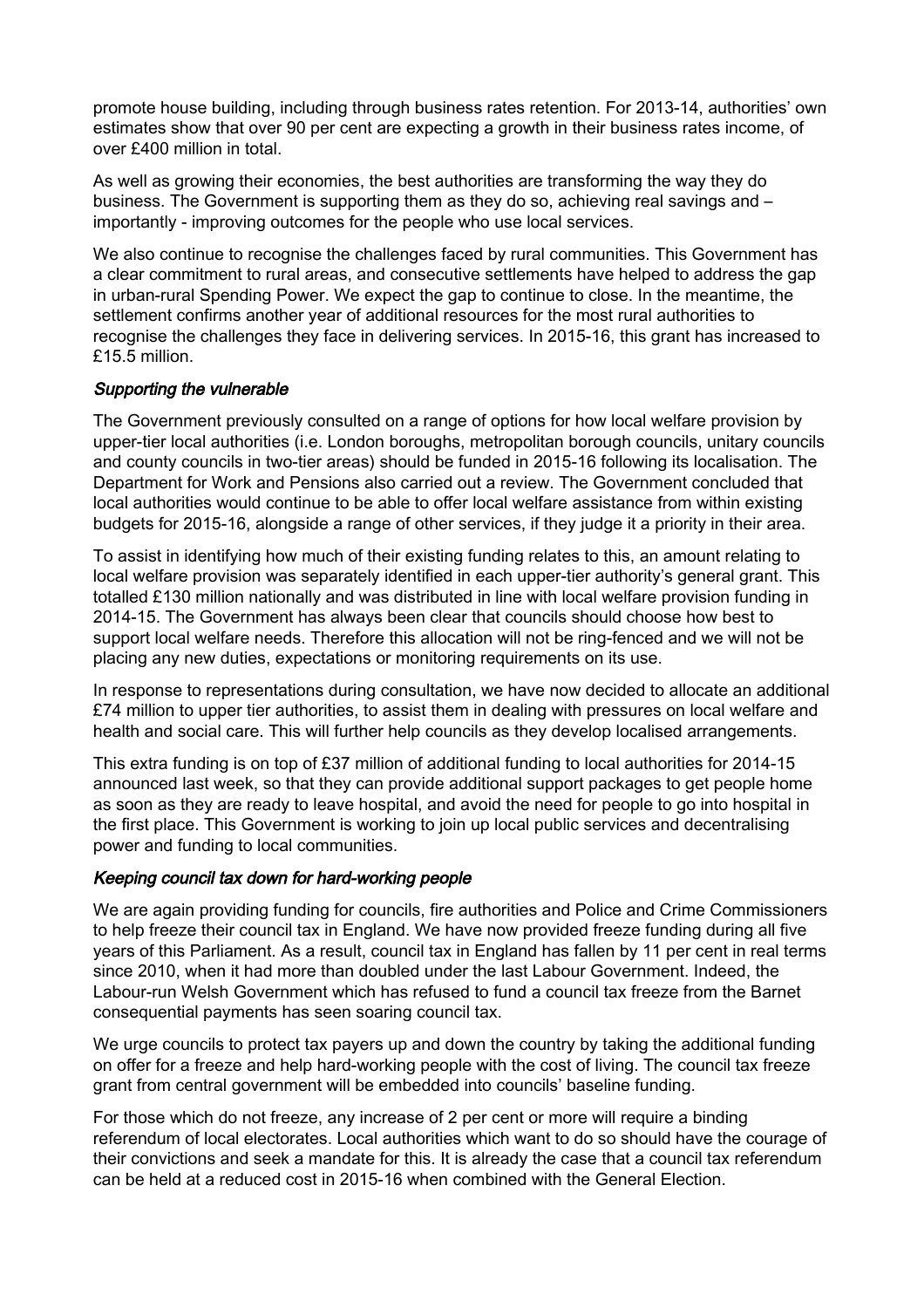promote house building, including through business rates retention. For 2013-14, authorities' own estimates show that over 90 per cent are expecting a growth in their business rates income, of over £400 million in total.

As well as growing their economies, the best authorities are transforming the way they do business. The Government is supporting them as they do so, achieving real savings and – importantly - improving outcomes for the people who use local services.

We also continue to recognise the challenges faced by rural communities. This Government has a clear commitment to rural areas, and consecutive settlements have helped to address the gap in urban-rural Spending Power. We expect the gap to continue to close. In the meantime, the settlement confirms another year of additional resources for the most rural authorities to recognise the challenges they face in delivering services. In 2015-16, this grant has increased to £15.5 million.

*Supporting the vulnerable*

The Government previously consulted on a range of options for how local welfare provision by upper-tier local authorities (i.e. London boroughs, metropolitan borough councils, unitary councils and county councils in two-tier areas) should be funded in 2015-16 following its localisation. The Department for Work and Pensions also carried out a review. The Government concluded that local authorities would continue to be able to offer local welfare assistance from within existing budgets for 2015-16, alongside a range of other services, if they judge it a priority in their area.

To assist in identifying how much of their existing funding relates to this, an amount relating to local welfare provision was separately identified in each upper-tier authority's general grant. This totalled £130 million nationally and was distributed in line with local welfare provision funding in 2014-15. The Government has always been clear that councils should choose how best to support local welfare needs. Therefore this allocation will not be ring-fenced and we will not be placing any new duties, expectations or monitoring requirements on its use.

In response to representations during consultation, we have now decided to allocate an additional £74 million to upper tier authorities, to assist them in dealing with pressures on local welfare and health and social care. This will further help councils as they develop localised arrangements.

This extra funding is on top of £37 million of additional funding to local authorities for 2014-15 announced last week, so that they can provide additional support packages to get people home as soon as they are ready to leave hospital, and avoid the need for people to go into hospital in the first place. This Government is working to join up local public services and decentralising power and funding to local communities.

*Keeping council tax down for hard-working people*

We are again providing funding for councils, fire authorities and Police and Crime Commissioners to help freeze their council tax in England. We have now provided freeze funding during all five years of this Parliament. As a result, council tax in England has fallen by 11 per cent in real terms since 2010, when it had more than doubled under the last Labour Government. Indeed, the Labour-run Welsh Government which has refused to fund a council tax freeze from the Barnet consequential payments has seen soaring council tax.

We urge councils to protect tax payers up and down the country by taking the additional funding on offer for a freeze and help hard-working people with the cost of living. The council tax freeze grant from central government will be embedded into councils' baseline funding.

For those which do not freeze, any increase of 2 per cent or more will require a binding referendum of local electorates. Local authorities which want to do so should have the courage of their convictions and seek a mandate for this. It is already the case that a council tax referendum can be held at a reduced cost in 2015-16 when combined with the General Election.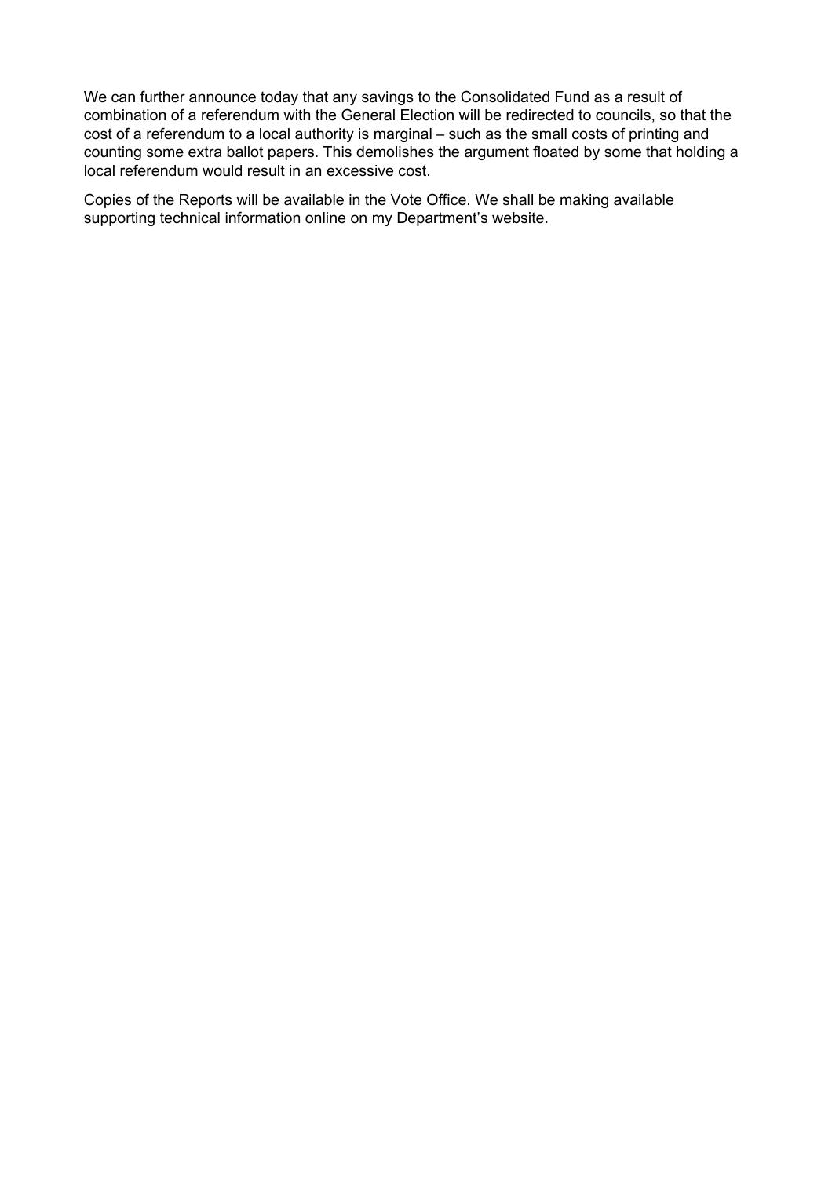We can further announce today that any savings to the Consolidated Fund as a result of combination of a referendum with the General Election will be redirected to councils, so that the cost of a referendum to a local authority is marginal – such as the small costs of printing and counting some extra ballot papers. This demolishes the argument floated by some that holding a local referendum would result in an excessive cost.

Copies of the Reports will be available in the Vote Office. We shall be making available supporting technical information online on my Department's website.